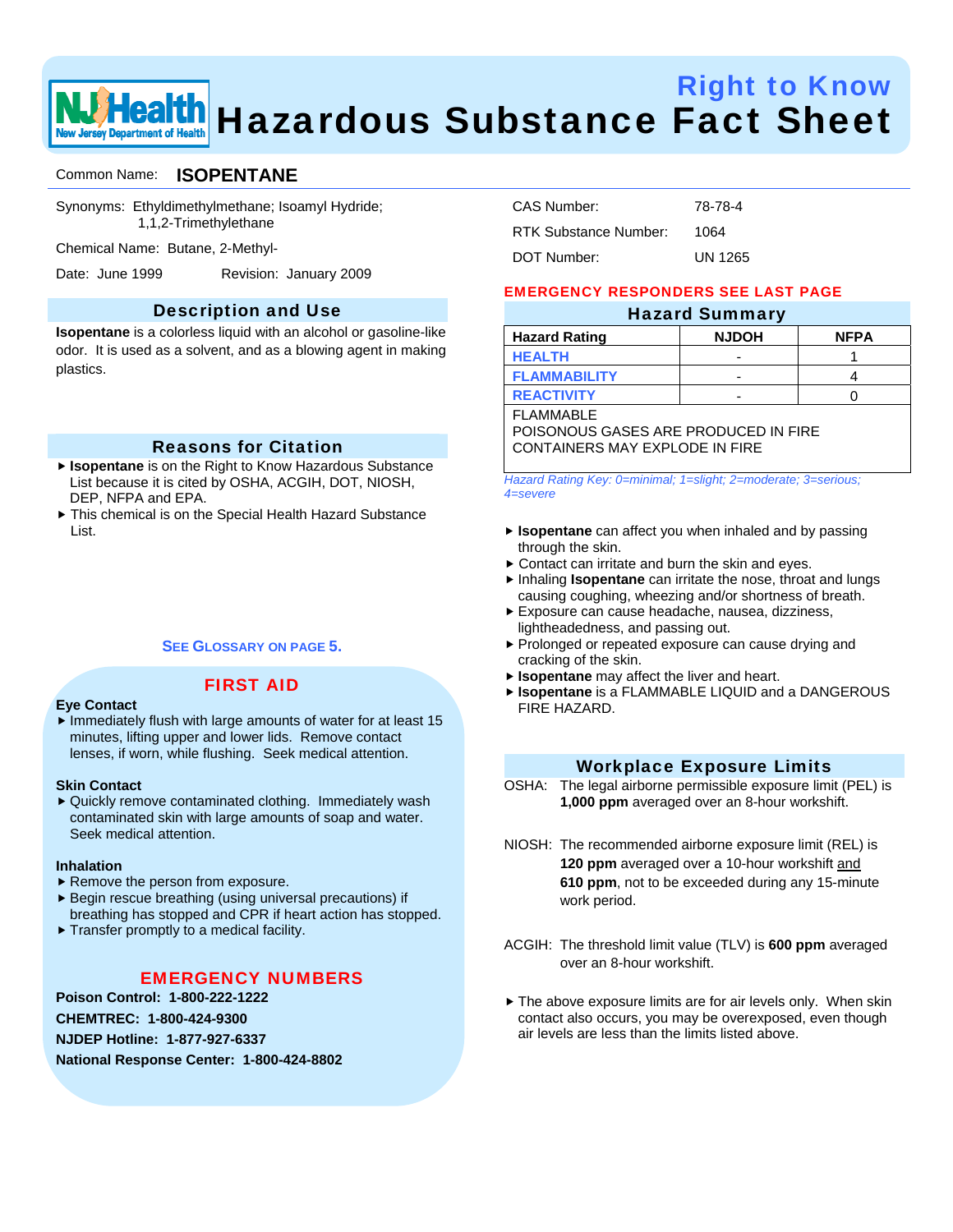# Right to Know Hazardous Substance Fact Sheet

NJ Health — New Jersey Department of Health

**Common Name:** **ISOPENTANE**

Synonyms: Ethyldimethylmethane; Isoamyl Hydride; 1,1,2-Trimethylethane

Chemical Name: Butane, 2-Methyl-

Date: June 1999 Revision: January 2009

CAS Number: 78-78-4

RTK Substance Number: 1064

DOT Number: UN 1265

## Description and Use

**Isopentane** is a colorless liquid with an alcohol or gasoline-like odor. It is used as a solvent, and as a blowing agent in making plastics.

## Reasons for Citation

- **Isopentane** is on the Right to Know Hazardous Substance List because it is cited by OSHA, ACGIH, DOT, NIOSH, DEP, NFPA and EPA.
- This chemical is on the Special Health Hazard Substance List.

SEE GLOSSARY ON PAGE 5.

## FIRST AID

**Eye Contact**

- Immediately flush with large amounts of water for at least 15 minutes, lifting upper and lower lids. Remove contact lenses, if worn, while flushing. Seek medical attention.

**Skin Contact**

- Quickly remove contaminated clothing. Immediately wash contaminated skin with large amounts of soap and water. Seek medical attention.

**Inhalation**

- Remove the person from exposure.
- Begin rescue breathing (using universal precautions) if breathing has stopped and CPR if heart action has stopped.
- Transfer promptly to a medical facility.

## EMERGENCY NUMBERS

**Poison Control: 1-800-222-1222**

**CHEMTREC: 1-800-424-9300**

**NJDEP Hotline: 1-877-927-6337**

**National Response Center: 1-800-424-8802**

**EMERGENCY RESPONDERS SEE LAST PAGE**

## Hazard Summary

| Hazard Rating | NJDOH | NFPA |
|---|---|---|
| HEALTH | - | 1 |
| FLAMMABILITY | - | 4 |
| REACTIVITY | - | 0 |

FLAMMABLE
POISONOUS GASES ARE PRODUCED IN FIRE
CONTAINERS MAY EXPLODE IN FIRE

*Hazard Rating Key: 0=minimal; 1=slight; 2=moderate; 3=serious; 4=severe*

- **Isopentane** can affect you when inhaled and by passing through the skin.
- Contact can irritate and burn the skin and eyes.
- Inhaling **Isopentane** can irritate the nose, throat and lungs causing coughing, wheezing and/or shortness of breath.
- Exposure can cause headache, nausea, dizziness, lightheadedness, and passing out.
- Prolonged or repeated exposure can cause drying and cracking of the skin.
- **Isopentane** may affect the liver and heart.
- **Isopentane** is a FLAMMABLE LIQUID and a DANGEROUS FIRE HAZARD.

## Workplace Exposure Limits

OSHA: The legal airborne permissible exposure limit (PEL) is **1,000 ppm** averaged over an 8-hour workshift.

NIOSH: The recommended airborne exposure limit (REL) is **120 ppm** averaged over a 10-hour workshift and **610 ppm**, not to be exceeded during any 15-minute work period.

ACGIH: The threshold limit value (TLV) is **600 ppm** averaged over an 8-hour workshift.

- The above exposure limits are for air levels only. When skin contact also occurs, you may be overexposed, even though air levels are less than the limits listed above.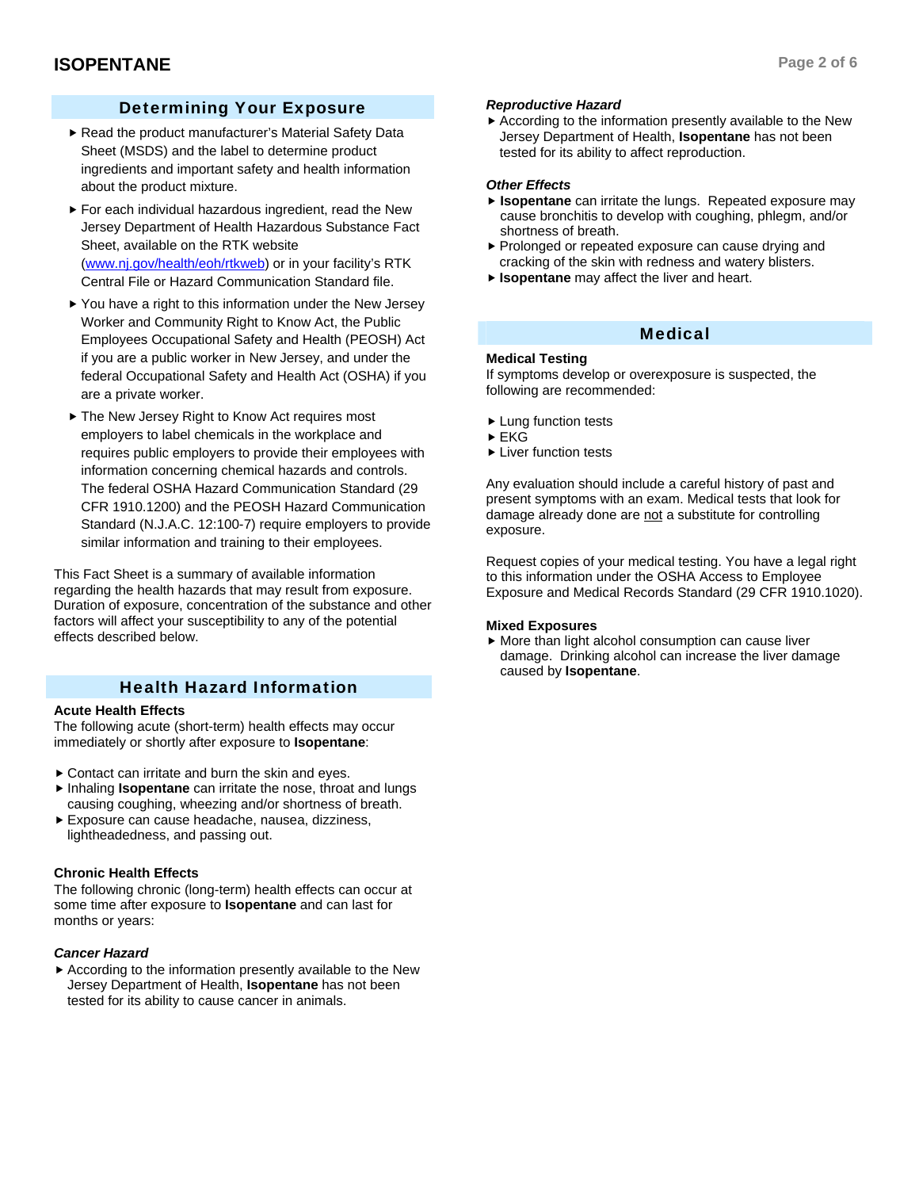## Determining Your Exposure

- Read the product manufacturer's Material Safety Data Sheet (MSDS) and the label to determine product ingredients and important safety and health information about the product mixture.
- For each individual hazardous ingredient, read the New Jersey Department of Health Hazardous Substance Fact Sheet, available on the RTK website ([www.nj.gov/health/eoh/rtkweb](http://www.nj.gov/health/eoh/rtkweb)) or in your facility's RTK Central File or Hazard Communication Standard file.
- You have a right to this information under the New Jersey Worker and Community Right to Know Act, the Public Employees Occupational Safety and Health (PEOSH) Act if you are a public worker in New Jersey, and under the federal Occupational Safety and Health Act (OSHA) if you are a private worker.
- The New Jersey Right to Know Act requires most employers to label chemicals in the workplace and requires public employers to provide their employees with information concerning chemical hazards and controls. The federal OSHA Hazard Communication Standard (29 CFR 1910.1200) and the PEOSH Hazard Communication Standard (N.J.A.C. 12:100-7) require employers to provide similar information and training to their employees.

This Fact Sheet is a summary of available information regarding the health hazards that may result from exposure. Duration of exposure, concentration of the substance and other factors will affect your susceptibility to any of the potential effects described below.

## Health Hazard Information

**Acute Health Effects**

The following acute (short-term) health effects may occur immediately or shortly after exposure to **Isopentane**:

- Contact can irritate and burn the skin and eyes.
- Inhaling **Isopentane** can irritate the nose, throat and lungs causing coughing, wheezing and/or shortness of breath.
- Exposure can cause headache, nausea, dizziness, lightheadedness, and passing out.

**Chronic Health Effects**

The following chronic (long-term) health effects can occur at some time after exposure to **Isopentane** and can last for months or years:

***Cancer Hazard***

- According to the information presently available to the New Jersey Department of Health, **Isopentane** has not been tested for its ability to cause cancer in animals.

***Reproductive Hazard***

- According to the information presently available to the New Jersey Department of Health, **Isopentane** has not been tested for its ability to affect reproduction.

***Other Effects***

- **Isopentane** can irritate the lungs. Repeated exposure may cause bronchitis to develop with coughing, phlegm, and/or shortness of breath.
- Prolonged or repeated exposure can cause drying and cracking of the skin with redness and watery blisters.
- **Isopentane** may affect the liver and heart.

## Medical

**Medical Testing**

If symptoms develop or overexposure is suspected, the following are recommended:

- Lung function tests
- EKG
- Liver function tests

Any evaluation should include a careful history of past and present symptoms with an exam. Medical tests that look for damage already done are <u>not</u> a substitute for controlling exposure.

Request copies of your medical testing. You have a legal right to this information under the OSHA Access to Employee Exposure and Medical Records Standard (29 CFR 1910.1020).

**Mixed Exposures**

- More than light alcohol consumption can cause liver damage. Drinking alcohol can increase the liver damage caused by **Isopentane**.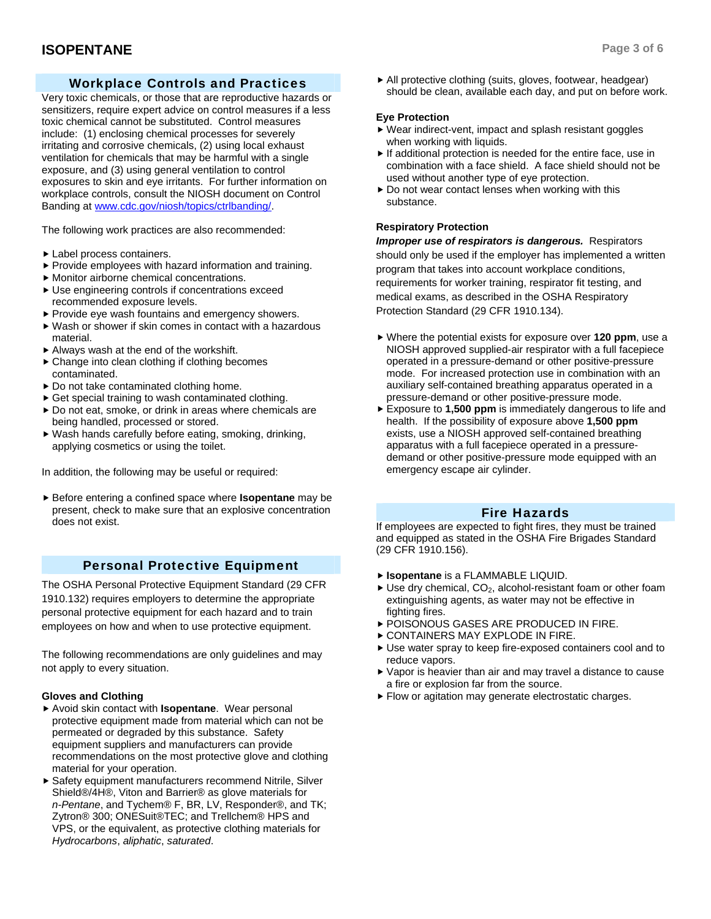## Workplace Controls and Practices

Very toxic chemicals, or those that are reproductive hazards or sensitizers, require expert advice on control measures if a less toxic chemical cannot be substituted. Control measures include: (1) enclosing chemical processes for severely irritating and corrosive chemicals, (2) using local exhaust ventilation for chemicals that may be harmful with a single exposure, and (3) using general ventilation to control exposures to skin and eye irritants. For further information on workplace controls, consult the NIOSH document on Control Banding at www.cdc.gov/niosh/topics/ctrlbanding/.

The following work practices are also recommended:

- Label process containers.
- Provide employees with hazard information and training.
- Monitor airborne chemical concentrations.
- Use engineering controls if concentrations exceed recommended exposure levels.
- Provide eye wash fountains and emergency showers.
- Wash or shower if skin comes in contact with a hazardous material.
- Always wash at the end of the workshift.
- Change into clean clothing if clothing becomes contaminated.
- Do not take contaminated clothing home.
- Get special training to wash contaminated clothing.
- Do not eat, smoke, or drink in areas where chemicals are being handled, processed or stored.
- Wash hands carefully before eating, smoking, drinking, applying cosmetics or using the toilet.

In addition, the following may be useful or required:

- Before entering a confined space where **Isopentane** may be present, check to make sure that an explosive concentration does not exist.

## Personal Protective Equipment

The OSHA Personal Protective Equipment Standard (29 CFR 1910.132) requires employers to determine the appropriate personal protective equipment for each hazard and to train employees on how and when to use protective equipment.

The following recommendations are only guidelines and may not apply to every situation.

### Gloves and Clothing

- Avoid skin contact with **Isopentane**. Wear personal protective equipment made from material which can not be permeated or degraded by this substance. Safety equipment suppliers and manufacturers can provide recommendations on the most protective glove and clothing material for your operation.
- Safety equipment manufacturers recommend Nitrile, Silver Shield®/4H®, Viton and Barrier® as glove materials for *n-Pentane*, and Tychem® F, BR, LV, Responder®, and TK; Zytron® 300; ONESuit®TEC; and Trellchem® HPS and VPS, or the equivalent, as protective clothing materials for *Hydrocarbons*, *aliphatic*, *saturated*.
- All protective clothing (suits, gloves, footwear, headgear) should be clean, available each day, and put on before work.

### Eye Protection

- Wear indirect-vent, impact and splash resistant goggles when working with liquids.
- If additional protection is needed for the entire face, use in combination with a face shield. A face shield should not be used without another type of eye protection.
- Do not wear contact lenses when working with this substance.

### Respiratory Protection

***Improper use of respirators is dangerous.*** Respirators should only be used if the employer has implemented a written program that takes into account workplace conditions, requirements for worker training, respirator fit testing, and medical exams, as described in the OSHA Respiratory Protection Standard (29 CFR 1910.134).

- Where the potential exists for exposure over **120 ppm**, use a NIOSH approved supplied-air respirator with a full facepiece operated in a pressure-demand or other positive-pressure mode. For increased protection use in combination with an auxiliary self-contained breathing apparatus operated in a pressure-demand or other positive-pressure mode.
- Exposure to **1,500 ppm** is immediately dangerous to life and health. If the possibility of exposure above **1,500 ppm** exists, use a NIOSH approved self-contained breathing apparatus with a full facepiece operated in a pressure-demand or other positive-pressure mode equipped with an emergency escape air cylinder.

## Fire Hazards

If employees are expected to fight fires, they must be trained and equipped as stated in the OSHA Fire Brigades Standard (29 CFR 1910.156).

- **Isopentane** is a FLAMMABLE LIQUID.
- Use dry chemical, $CO_2$, alcohol-resistant foam or other foam extinguishing agents, as water may not be effective in fighting fires.
- POISONOUS GASES ARE PRODUCED IN FIRE.
- CONTAINERS MAY EXPLODE IN FIRE.
- Use water spray to keep fire-exposed containers cool and to reduce vapors.
- Vapor is heavier than air and may travel a distance to cause a fire or explosion far from the source.
- Flow or agitation may generate electrostatic charges.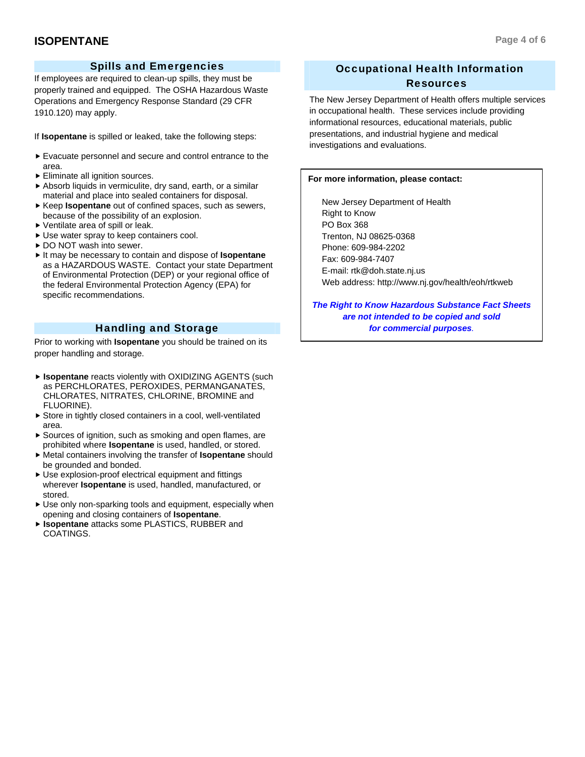## Spills and Emergencies

If employees are required to clean-up spills, they must be properly trained and equipped. The OSHA Hazardous Waste Operations and Emergency Response Standard (29 CFR 1910.120) may apply.

If **Isopentane** is spilled or leaked, take the following steps:

- Evacuate personnel and secure and control entrance to the area.
- Eliminate all ignition sources.
- Absorb liquids in vermiculite, dry sand, earth, or a similar material and place into sealed containers for disposal.
- Keep **Isopentane** out of confined spaces, such as sewers, because of the possibility of an explosion.
- Ventilate area of spill or leak.
- Use water spray to keep containers cool.
- DO NOT wash into sewer.
- It may be necessary to contain and dispose of **Isopentane** as a HAZARDOUS WASTE. Contact your state Department of Environmental Protection (DEP) or your regional office of the federal Environmental Protection Agency (EPA) for specific recommendations.

## Handling and Storage

Prior to working with **Isopentane** you should be trained on its proper handling and storage.

- **Isopentane** reacts violently with OXIDIZING AGENTS (such as PERCHLORATES, PEROXIDES, PERMANGANATES, CHLORATES, NITRATES, CHLORINE, BROMINE and FLUORINE).
- Store in tightly closed containers in a cool, well-ventilated area.
- Sources of ignition, such as smoking and open flames, are prohibited where **Isopentane** is used, handled, or stored.
- Metal containers involving the transfer of **Isopentane** should be grounded and bonded.
- Use explosion-proof electrical equipment and fittings wherever **Isopentane** is used, handled, manufactured, or stored.
- Use only non-sparking tools and equipment, especially when opening and closing containers of **Isopentane**.
- **Isopentane** attacks some PLASTICS, RUBBER and COATINGS.

## Occupational Health Information Resources

The New Jersey Department of Health offers multiple services in occupational health. These services include providing informational resources, educational materials, public presentations, and industrial hygiene and medical investigations and evaluations.

**For more information, please contact:**

New Jersey Department of Health
Right to Know
PO Box 368
Trenton, NJ 08625-0368
Phone: 609-984-2202
Fax: 609-984-7407
E-mail: rtk@doh.state.nj.us
Web address: http://www.nj.gov/health/eoh/rtkweb

***The Right to Know Hazardous Substance Fact Sheets are not intended to be copied and sold for commercial purposes.***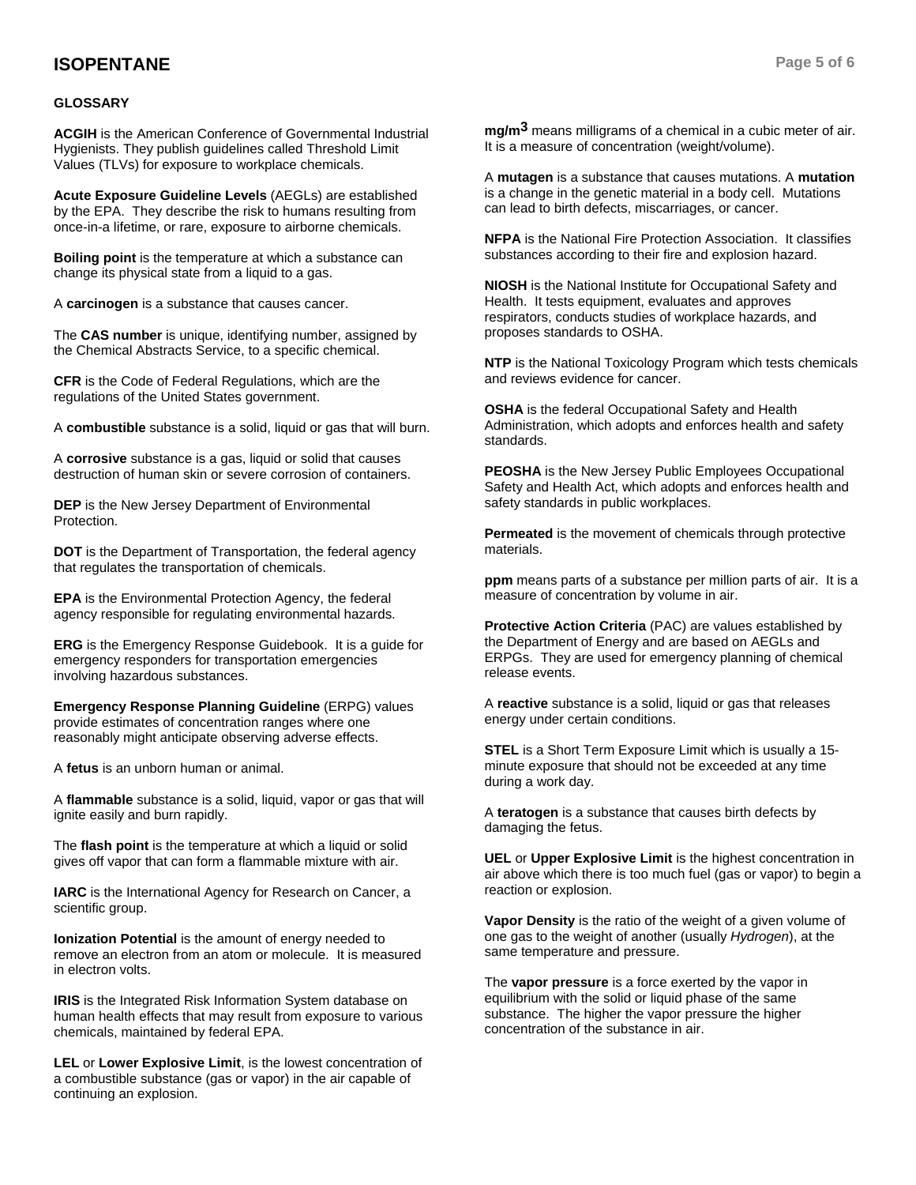## GLOSSARY

**ACGIH** is the American Conference of Governmental Industrial Hygienists. They publish guidelines called Threshold Limit Values (TLVs) for exposure to workplace chemicals.

**Acute Exposure Guideline Levels** (AEGLs) are established by the EPA. They describe the risk to humans resulting from once-in-a lifetime, or rare, exposure to airborne chemicals.

**Boiling point** is the temperature at which a substance can change its physical state from a liquid to a gas.

A **carcinogen** is a substance that causes cancer.

The **CAS number** is unique, identifying number, assigned by the Chemical Abstracts Service, to a specific chemical.

**CFR** is the Code of Federal Regulations, which are the regulations of the United States government.

A **combustible** substance is a solid, liquid or gas that will burn.

A **corrosive** substance is a gas, liquid or solid that causes destruction of human skin or severe corrosion of containers.

**DEP** is the New Jersey Department of Environmental Protection.

**DOT** is the Department of Transportation, the federal agency that regulates the transportation of chemicals.

**EPA** is the Environmental Protection Agency, the federal agency responsible for regulating environmental hazards.

**ERG** is the Emergency Response Guidebook. It is a guide for emergency responders for transportation emergencies involving hazardous substances.

**Emergency Response Planning Guideline** (ERPG) values provide estimates of concentration ranges where one reasonably might anticipate observing adverse effects.

A **fetus** is an unborn human or animal.

A **flammable** substance is a solid, liquid, vapor or gas that will ignite easily and burn rapidly.

The **flash point** is the temperature at which a liquid or solid gives off vapor that can form a flammable mixture with air.

**IARC** is the International Agency for Research on Cancer, a scientific group.

**Ionization Potential** is the amount of energy needed to remove an electron from an atom or molecule. It is measured in electron volts.

**IRIS** is the Integrated Risk Information System database on human health effects that may result from exposure to various chemicals, maintained by federal EPA.

**LEL** or **Lower Explosive Limit**, is the lowest concentration of a combustible substance (gas or vapor) in the air capable of continuing an explosion.

**mg/m$^3$** means milligrams of a chemical in a cubic meter of air. It is a measure of concentration (weight/volume).

A **mutagen** is a substance that causes mutations. A **mutation** is a change in the genetic material in a body cell. Mutations can lead to birth defects, miscarriages, or cancer.

**NFPA** is the National Fire Protection Association. It classifies substances according to their fire and explosion hazard.

**NIOSH** is the National Institute for Occupational Safety and Health. It tests equipment, evaluates and approves respirators, conducts studies of workplace hazards, and proposes standards to OSHA.

**NTP** is the National Toxicology Program which tests chemicals and reviews evidence for cancer.

**OSHA** is the federal Occupational Safety and Health Administration, which adopts and enforces health and safety standards.

**PEOSHA** is the New Jersey Public Employees Occupational Safety and Health Act, which adopts and enforces health and safety standards in public workplaces.

**Permeated** is the movement of chemicals through protective materials.

**ppm** means parts of a substance per million parts of air. It is a measure of concentration by volume in air.

**Protective Action Criteria** (PAC) are values established by the Department of Energy and are based on AEGLs and ERPGs. They are used for emergency planning of chemical release events.

A **reactive** substance is a solid, liquid or gas that releases energy under certain conditions.

**STEL** is a Short Term Exposure Limit which is usually a 15-minute exposure that should not be exceeded at any time during a work day.

A **teratogen** is a substance that causes birth defects by damaging the fetus.

**UEL** or **Upper Explosive Limit** is the highest concentration in air above which there is too much fuel (gas or vapor) to begin a reaction or explosion.

**Vapor Density** is the ratio of the weight of a given volume of one gas to the weight of another (usually *Hydrogen*), at the same temperature and pressure.

The **vapor pressure** is a force exerted by the vapor in equilibrium with the solid or liquid phase of the same substance. The higher the vapor pressure the higher concentration of the substance in air.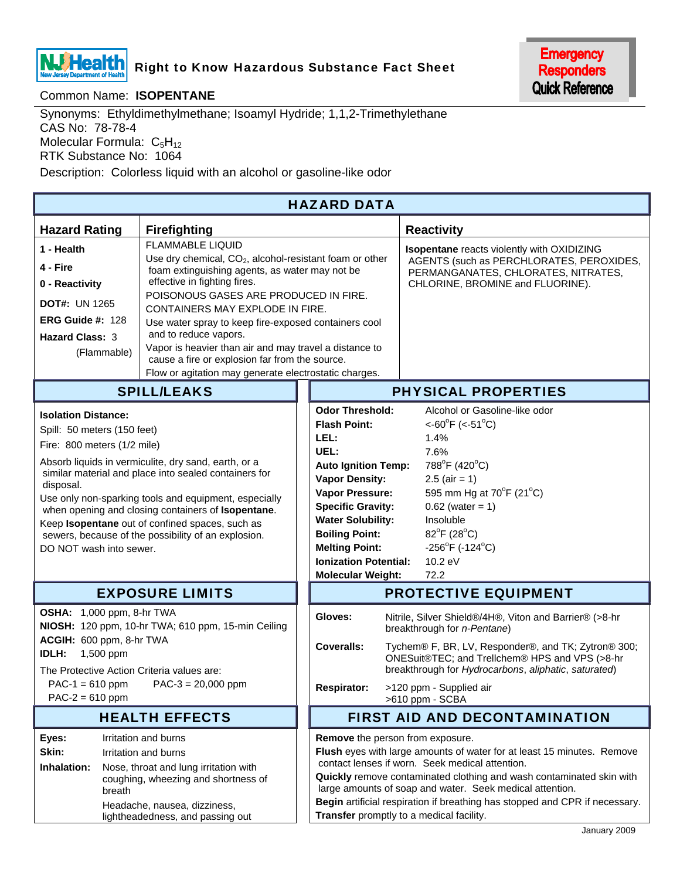Right to Know Hazardous Substance Fact Sheet

**Emergency Responders Quick Reference**

Common Name: **ISOPENTANE**

Synonyms: Ethyldimethylmethane; Isoamyl Hydride; 1,1,2-Trimethylethane
CAS No: 78-78-4
Molecular Formula: $C_5H_{12}$
RTK Substance No: 1064
Description: Colorless liquid with an alcohol or gasoline-like odor

## HAZARD DATA

| Hazard Rating | Firefighting | Reactivity |
|---|---|---|
| **1 - Health**<br>**4 - Fire**<br>**0 - Reactivity**<br>**DOT#:** UN 1265<br>**ERG Guide #:** 128<br>**Hazard Class:** 3 (Flammable) | FLAMMABLE LIQUID<br>Use dry chemical, $CO_2$, alcohol-resistant foam or other foam extinguishing agents, as water may not be effective in fighting fires.<br>POISONOUS GASES ARE PRODUCED IN FIRE.<br>CONTAINERS MAY EXPLODE IN FIRE.<br>Use water spray to keep fire-exposed containers cool and to reduce vapors.<br>Vapor is heavier than air and may travel a distance to cause a fire or explosion far from the source.<br>Flow or agitation may generate electrostatic charges. | **Isopentane** reacts violently with OXIDIZING AGENTS (such as PERCHLORATES, PEROXIDES, PERMANGANATES, CHLORATES, NITRATES, CHLORINE, BROMINE and FLUORINE). |

## SPILL/LEAKS

**Isolation Distance:**
Spill: 50 meters (150 feet)
Fire: 800 meters (1/2 mile)

Absorb liquids in vermiculite, dry sand, earth, or a similar material and place into sealed containers for disposal.
Use only non-sparking tools and equipment, especially when opening and closing containers of **Isopentane**.
Keep **Isopentane** out of confined spaces, such as sewers, because of the possibility of an explosion.
DO NOT wash into sewer.

## PHYSICAL PROPERTIES

| | |
|---|---|
| **Odor Threshold:** | Alcohol or Gasoline-like odor |
| **Flash Point:** | <-60°F (<-51°C) |
| **LEL:** | 1.4% |
| **UEL:** | 7.6% |
| **Auto Ignition Temp:** | 788°F (420°C) |
| **Vapor Density:** | 2.5 (air = 1) |
| **Vapor Pressure:** | 595 mm Hg at 70°F (21°C) |
| **Specific Gravity:** | 0.62 (water = 1) |
| **Water Solubility:** | Insoluble |
| **Boiling Point:** | 82°F (28°C) |
| **Melting Point:** | -256°F (-124°C) |
| **Ionization Potential:** | 10.2 eV |
| **Molecular Weight:** | 72.2 |

## EXPOSURE LIMITS

**OSHA:** 1,000 ppm, 8-hr TWA
**NIOSH:** 120 ppm, 10-hr TWA; 610 ppm, 15-min Ceiling
**ACGIH:** 600 ppm, 8-hr TWA
**IDLH:** 1,500 ppm

The Protective Action Criteria values are:
PAC-1 = 610 ppm
PAC-2 = 610 ppm
PAC-3 = 20,000 ppm

## PROTECTIVE EQUIPMENT

**Gloves:** Nitrile, Silver Shield®/4H®, Viton and Barrier® (>8-hr breakthrough for *n-Pentane*)

**Coveralls:** Tychem® F, BR, LV, Responder®, and TK; Zytron® 300; ONESuit®TEC; and Trellchem® HPS and VPS (>8-hr breakthrough for *Hydrocarbons*, *aliphatic*, *saturated*)

**Respirator:** >120 ppm - Supplied air
>610 ppm - SCBA

## HEALTH EFFECTS

**Eyes:** Irritation and burns
**Skin:** Irritation and burns
**Inhalation:** Nose, throat and lung irritation with coughing, wheezing and shortness of breath
Headache, nausea, dizziness, lightheadedness, and passing out

## FIRST AID AND DECONTAMINATION

**Remove** the person from exposure.
**Flush** eyes with large amounts of water for at least 15 minutes. Remove contact lenses if worn. Seek medical attention.
**Quickly** remove contaminated clothing and wash contaminated skin with large amounts of soap and water. Seek medical attention.
**Begin** artificial respiration if breathing has stopped and CPR if necessary.
**Transfer** promptly to a medical facility.

January 2009